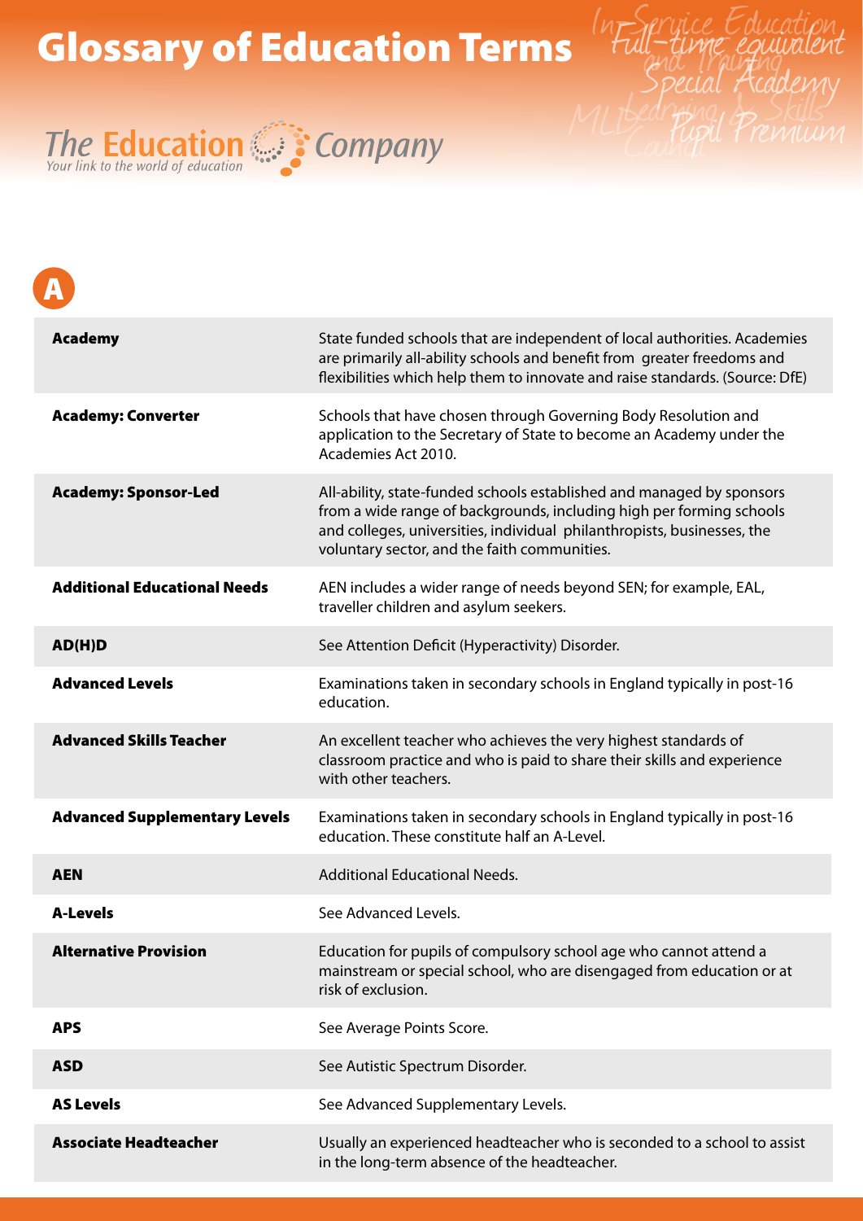# Glossary of Education Terms

*The Education Company*
*Your link to the world of education*

## A

| | |
|---|---|
| **Academy** | State funded schools that are independent of local authorities. Academies are primarily all-ability schools and benefit from greater freedoms and flexibilities which help them to innovate and raise standards. (Source: DfE) |
| **Academy: Converter** | Schools that have chosen through Governing Body Resolution and application to the Secretary of State to become an Academy under the Academies Act 2010. |
| **Academy: Sponsor-Led** | All-ability, state-funded schools established and managed by sponsors from a wide range of backgrounds, including high per forming schools and colleges, universities, individual philanthropists, businesses, the voluntary sector, and the faith communities. |
| **Additional Educational Needs** | AEN includes a wider range of needs beyond SEN; for example, EAL, traveller children and asylum seekers. |
| **AD(H)D** | See Attention Deficit (Hyperactivity) Disorder. |
| **Advanced Levels** | Examinations taken in secondary schools in England typically in post-16 education. |
| **Advanced Skills Teacher** | An excellent teacher who achieves the very highest standards of classroom practice and who is paid to share their skills and experience with other teachers. |
| **Advanced Supplementary Levels** | Examinations taken in secondary schools in England typically in post-16 education. These constitute half an A-Level. |
| **AEN** | Additional Educational Needs. |
| **A-Levels** | See Advanced Levels. |
| **Alternative Provision** | Education for pupils of compulsory school age who cannot attend a mainstream or special school, who are disengaged from education or at risk of exclusion. |
| **APS** | See Average Points Score. |
| **ASD** | See Autistic Spectrum Disorder. |
| **AS Levels** | See Advanced Supplementary Levels. |
| **Associate Headteacher** | Usually an experienced headteacher who is seconded to a school to assist in the long-term absence of the headteacher. |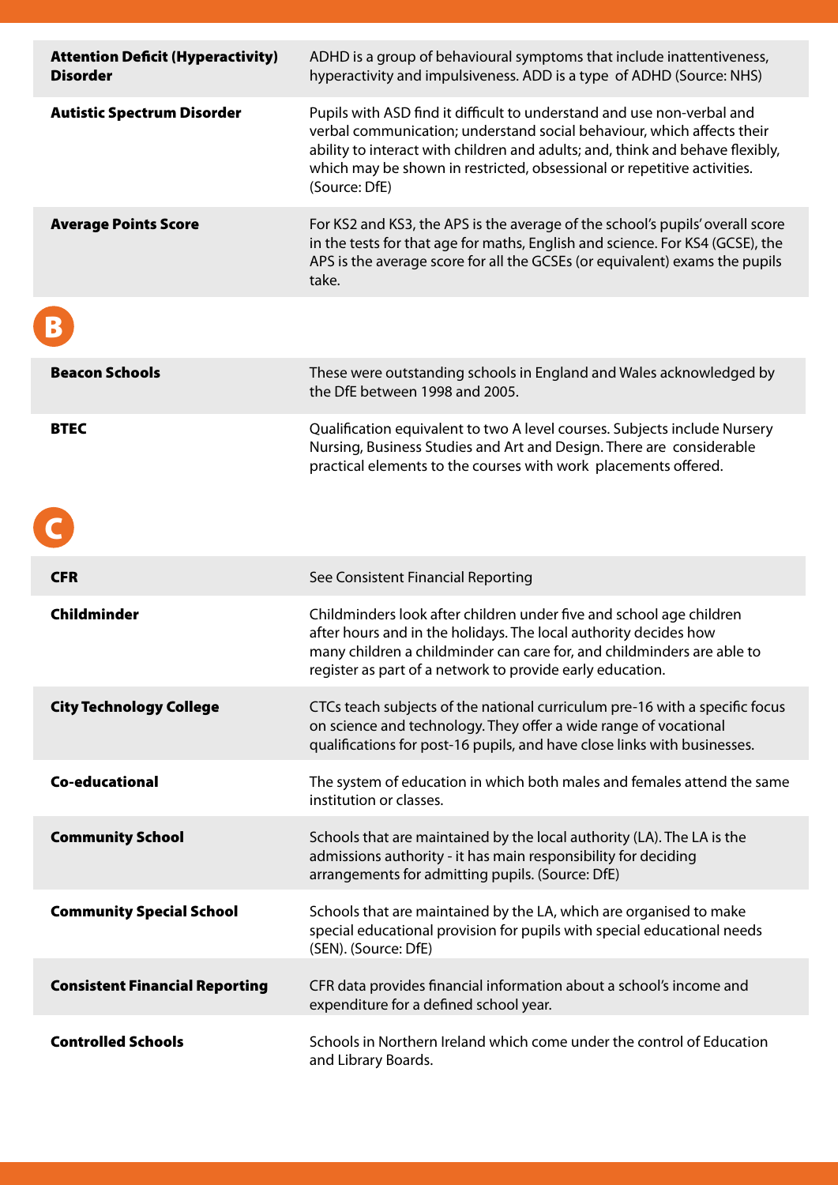| | |
|---|---|
| **Attention Deficit (Hyperactivity) Disorder** | ADHD is a group of behavioural symptoms that include inattentiveness, hyperactivity and impulsiveness. ADD is a type of ADHD (Source: NHS) |
| **Autistic Spectrum Disorder** | Pupils with ASD find it difficult to understand and use non-verbal and verbal communication; understand social behaviour, which affects their ability to interact with children and adults; and, think and behave flexibly, which may be shown in restricted, obsessional or repetitive activities. (Source: DfE) |
| **Average Points Score** | For KS2 and KS3, the APS is the average of the school's pupils' overall score in the tests for that age for maths, English and science. For KS4 (GCSE), the APS is the average score for all the GCSEs (or equivalent) exams the pupils take. |

## B

| | |
|---|---|
| **Beacon Schools** | These were outstanding schools in England and Wales acknowledged by the DfE between 1998 and 2005. |
| **BTEC** | Qualification equivalent to two A level courses. Subjects include Nursery Nursing, Business Studies and Art and Design. There are considerable practical elements to the courses with work placements offered. |

## C

| | |
|---|---|
| **CFR** | See Consistent Financial Reporting |
| **Childminder** | Childminders look after children under five and school age children after hours and in the holidays. The local authority decides how many children a childminder can care for, and childminders are able to register as part of a network to provide early education. |
| **City Technology College** | CTCs teach subjects of the national curriculum pre-16 with a specific focus on science and technology. They offer a wide range of vocational qualifications for post-16 pupils, and have close links with businesses. |
| **Co-educational** | The system of education in which both males and females attend the same institution or classes. |
| **Community School** | Schools that are maintained by the local authority (LA). The LA is the admissions authority - it has main responsibility for deciding arrangements for admitting pupils. (Source: DfE) |
| **Community Special School** | Schools that are maintained by the LA, which are organised to make special educational provision for pupils with special educational needs (SEN). (Source: DfE) |
| **Consistent Financial Reporting** | CFR data provides financial information about a school's income and expenditure for a defined school year. |
| **Controlled Schools** | Schools in Northern Ireland which come under the control of Education and Library Boards. |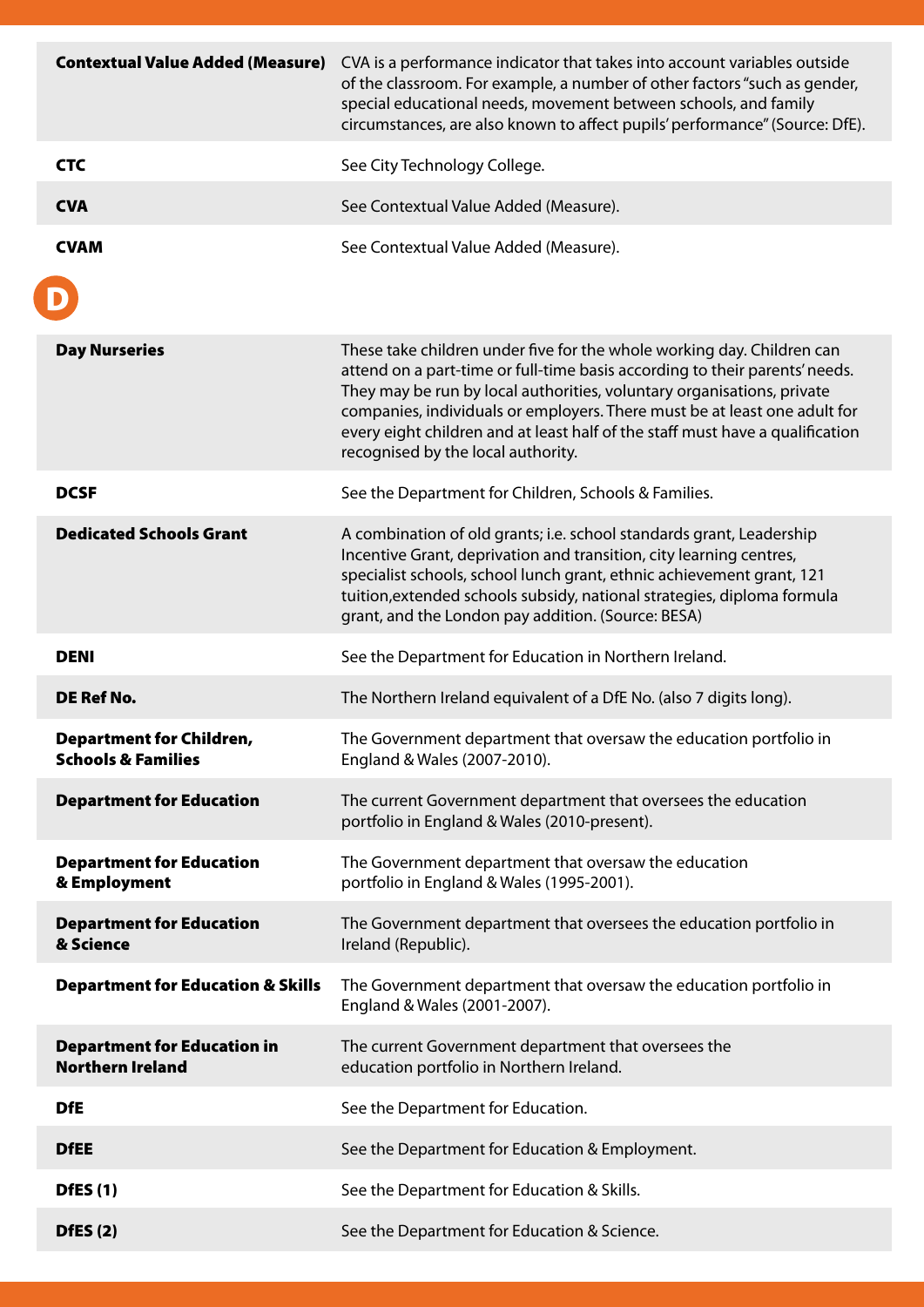| | |
|---|---|
| **Contextual Value Added (Measure)** | CVA is a performance indicator that takes into account variables outside of the classroom. For example, a number of other factors "such as gender, special educational needs, movement between schools, and family circumstances, are also known to affect pupils' performance" (Source: DfE). |
| **CTC** | See City Technology College. |
| **CVA** | See Contextual Value Added (Measure). |
| **CVAM** | See Contextual Value Added (Measure). |

## D

| | |
|---|---|
| **Day Nurseries** | These take children under five for the whole working day. Children can attend on a part-time or full-time basis according to their parents' needs. They may be run by local authorities, voluntary organisations, private companies, individuals or employers. There must be at least one adult for every eight children and at least half of the staff must have a qualification recognised by the local authority. |
| **DCSF** | See the Department for Children, Schools & Families. |
| **Dedicated Schools Grant** | A combination of old grants; i.e. school standards grant, Leadership Incentive Grant, deprivation and transition, city learning centres, specialist schools, school lunch grant, ethnic achievement grant, 121 tuition,extended schools subsidy, national strategies, diploma formula grant, and the London pay addition. (Source: BESA) |
| **DENI** | See the Department for Education in Northern Ireland. |
| **DE Ref No.** | The Northern Ireland equivalent of a DfE No. (also 7 digits long). |
| **Department for Children, Schools & Families** | The Government department that oversaw the education portfolio in England & Wales (2007-2010). |
| **Department for Education** | The current Government department that oversees the education portfolio in England & Wales (2010-present). |
| **Department for Education & Employment** | The Government department that oversaw the education portfolio in England & Wales (1995-2001). |
| **Department for Education & Science** | The Government department that oversees the education portfolio in Ireland (Republic). |
| **Department for Education & Skills** | The Government department that oversaw the education portfolio in England & Wales (2001-2007). |
| **Department for Education in Northern Ireland** | The current Government department that oversees the education portfolio in Northern Ireland. |
| **DfE** | See the Department for Education. |
| **DfEE** | See the Department for Education & Employment. |
| **DfES (1)** | See the Department for Education & Skills. |
| **DfES (2)** | See the Department for Education & Science. |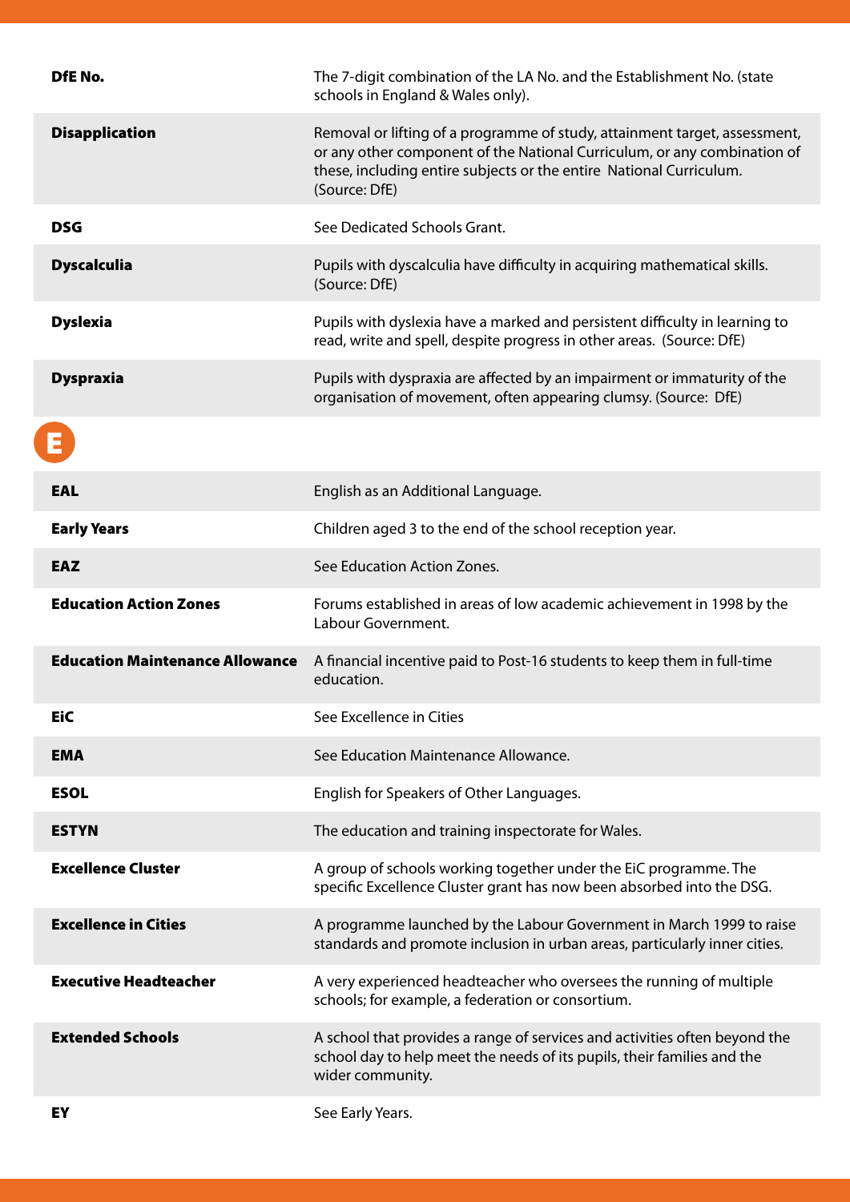| | |
|---|---|
| **DfE No.** | The 7-digit combination of the LA No. and the Establishment No. (state schools in England & Wales only). |
| **Disapplication** | Removal or lifting of a programme of study, attainment target, assessment, or any other component of the National Curriculum, or any combination of these, including entire subjects or the entire National Curriculum. (Source: DfE) |
| **DSG** | See Dedicated Schools Grant. |
| **Dyscalculia** | Pupils with dyscalculia have difficulty in acquiring mathematical skills. (Source: DfE) |
| **Dyslexia** | Pupils with dyslexia have a marked and persistent difficulty in learning to read, write and spell, despite progress in other areas. (Source: DfE) |
| **Dyspraxia** | Pupils with dyspraxia are affected by an impairment or immaturity of the organisation of movement, often appearing clumsy. (Source: DfE) |

## E

| | |
|---|---|
| **EAL** | English as an Additional Language. |
| **Early Years** | Children aged 3 to the end of the school reception year. |
| **EAZ** | See Education Action Zones. |
| **Education Action Zones** | Forums established in areas of low academic achievement in 1998 by the Labour Government. |
| **Education Maintenance Allowance** | A financial incentive paid to Post-16 students to keep them in full-time education. |
| **EiC** | See Excellence in Cities |
| **EMA** | See Education Maintenance Allowance. |
| **ESOL** | English for Speakers of Other Languages. |
| **ESTYN** | The education and training inspectorate for Wales. |
| **Excellence Cluster** | A group of schools working together under the EiC programme. The specific Excellence Cluster grant has now been absorbed into the DSG. |
| **Excellence in Cities** | A programme launched by the Labour Government in March 1999 to raise standards and promote inclusion in urban areas, particularly inner cities. |
| **Executive Headteacher** | A very experienced headteacher who oversees the running of multiple schools; for example, a federation or consortium. |
| **Extended Schools** | A school that provides a range of services and activities often beyond the school day to help meet the needs of its pupils, their families and the wider community. |
| **EY** | See Early Years. |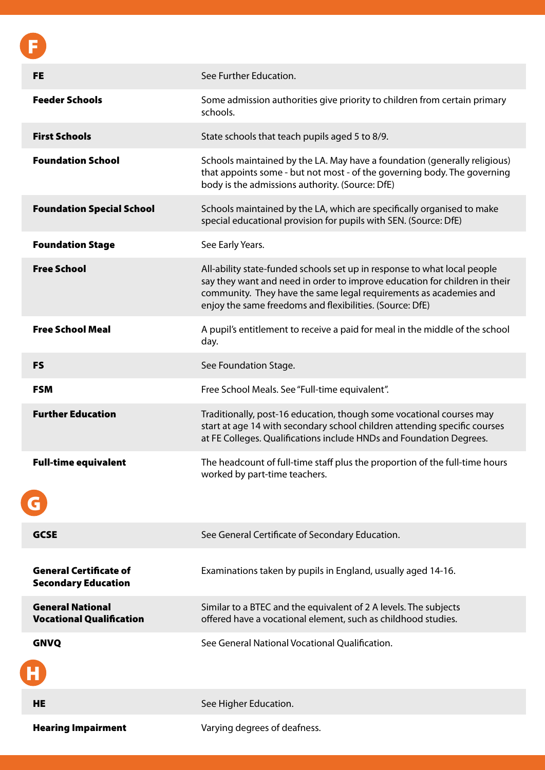## F

| | |
|---|---|
| **FE** | See Further Education. |
| **Feeder Schools** | Some admission authorities give priority to children from certain primary schools. |
| **First Schools** | State schools that teach pupils aged 5 to 8/9. |
| **Foundation School** | Schools maintained by the LA. May have a foundation (generally religious) that appoints some - but not most - of the governing body. The governing body is the admissions authority. (Source: DfE) |
| **Foundation Special School** | Schools maintained by the LA, which are specifically organised to make special educational provision for pupils with SEN. (Source: DfE) |
| **Foundation Stage** | See Early Years. |
| **Free School** | All-ability state-funded schools set up in response to what local people say they want and need in order to improve education for children in their community. They have the same legal requirements as academies and enjoy the same freedoms and flexibilities. (Source: DfE) |
| **Free School Meal** | A pupil's entitlement to receive a paid for meal in the middle of the school day. |
| **FS** | See Foundation Stage. |
| **FSM** | Free School Meals. See "Full-time equivalent". |
| **Further Education** | Traditionally, post-16 education, though some vocational courses may start at age 14 with secondary school children attending specific courses at FE Colleges. Qualifications include HNDs and Foundation Degrees. |
| **Full-time equivalent** | The headcount of full-time staff plus the proportion of the full-time hours worked by part-time teachers. |

## G

| | |
|---|---|
| **GCSE** | See General Certificate of Secondary Education. |
| **General Certificate of Secondary Education** | Examinations taken by pupils in England, usually aged 14-16. |
| **General National Vocational Qualification** | Similar to a BTEC and the equivalent of 2 A levels. The subjects offered have a vocational element, such as childhood studies. |
| **GNVQ** | See General National Vocational Qualification. |

## H

| | |
|---|---|
| **HE** | See Higher Education. |
| **Hearing Impairment** | Varying degrees of deafness. |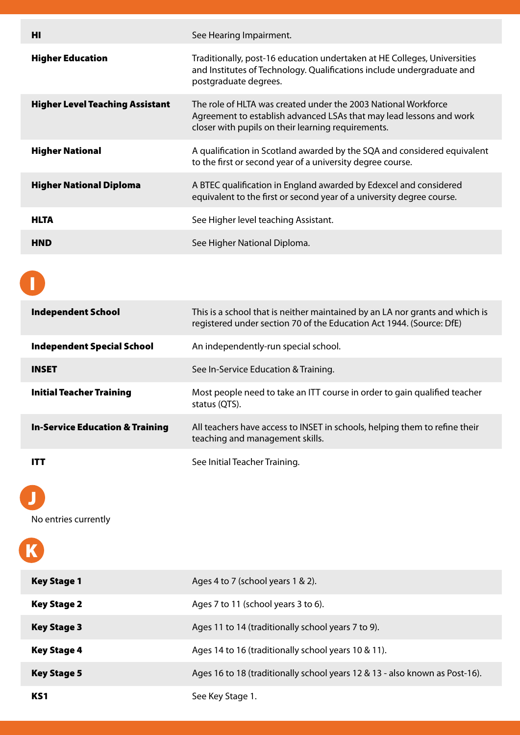| | |
|---|---|
| **HI** | See Hearing Impairment. |
| **Higher Education** | Traditionally, post-16 education undertaken at HE Colleges, Universities and Institutes of Technology. Qualifications include undergraduate and postgraduate degrees. |
| **Higher Level Teaching Assistant** | The role of HLTA was created under the 2003 National Workforce Agreement to establish advanced LSAs that may lead lessons and work closer with pupils on their learning requirements. |
| **Higher National** | A qualification in Scotland awarded by the SQA and considered equivalent to the first or second year of a university degree course. |
| **Higher National Diploma** | A BTEC qualification in England awarded by Edexcel and considered equivalent to the first or second year of a university degree course. |
| **HLTA** | See Higher level teaching Assistant. |
| **HND** | See Higher National Diploma. |

## I

| | |
|---|---|
| **Independent School** | This is a school that is neither maintained by an LA nor grants and which is registered under section 70 of the Education Act 1944. (Source: DfE) |
| **Independent Special School** | An independently-run special school. |
| **INSET** | See In-Service Education & Training. |
| **Initial Teacher Training** | Most people need to take an ITT course in order to gain qualified teacher status (QTS). |
| **In-Service Education & Training** | All teachers have access to INSET in schools, helping them to refine their teaching and management skills. |
| **ITT** | See Initial Teacher Training. |

## J

No entries currently

## K

| | |
|---|---|
| **Key Stage 1** | Ages 4 to 7 (school years 1 & 2). |
| **Key Stage 2** | Ages 7 to 11 (school years 3 to 6). |
| **Key Stage 3** | Ages 11 to 14 (traditionally school years 7 to 9). |
| **Key Stage 4** | Ages 14 to 16 (traditionally school years 10 & 11). |
| **Key Stage 5** | Ages 16 to 18 (traditionally school years 12 & 13 - also known as Post-16). |
| **KS1** | See Key Stage 1. |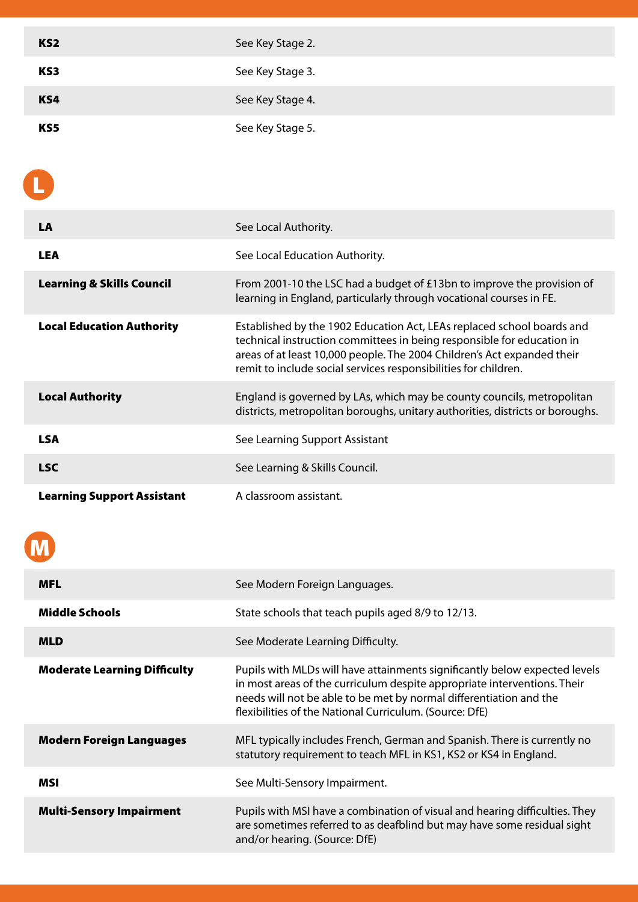| | |
|---|---|
| **KS2** | See Key Stage 2. |
| **KS3** | See Key Stage 3. |
| **KS4** | See Key Stage 4. |
| **KS5** | See Key Stage 5. |

## L

| | |
|---|---|
| **LA** | See Local Authority. |
| **LEA** | See Local Education Authority. |
| **Learning & Skills Council** | From 2001-10 the LSC had a budget of £13bn to improve the provision of learning in England, particularly through vocational courses in FE. |
| **Local Education Authority** | Established by the 1902 Education Act, LEAs replaced school boards and technical instruction committees in being responsible for education in areas of at least 10,000 people. The 2004 Children's Act expanded their remit to include social services responsibilities for children. |
| **Local Authority** | England is governed by LAs, which may be county councils, metropolitan districts, metropolitan boroughs, unitary authorities, districts or boroughs. |
| **LSA** | See Learning Support Assistant |
| **LSC** | See Learning & Skills Council. |
| **Learning Support Assistant** | A classroom assistant. |

## M

| | |
|---|---|
| **MFL** | See Modern Foreign Languages. |
| **Middle Schools** | State schools that teach pupils aged 8/9 to 12/13. |
| **MLD** | See Moderate Learning Difficulty. |
| **Moderate Learning Difficulty** | Pupils with MLDs will have attainments significantly below expected levels in most areas of the curriculum despite appropriate interventions. Their needs will not be able to be met by normal differentiation and the flexibilities of the National Curriculum. (Source: DfE) |
| **Modern Foreign Languages** | MFL typically includes French, German and Spanish. There is currently no statutory requirement to teach MFL in KS1, KS2 or KS4 in England. |
| **MSI** | See Multi-Sensory Impairment. |
| **Multi-Sensory Impairment** | Pupils with MSI have a combination of visual and hearing difficulties. They are sometimes referred to as deafblind but may have some residual sight and/or hearing. (Source: DfE) |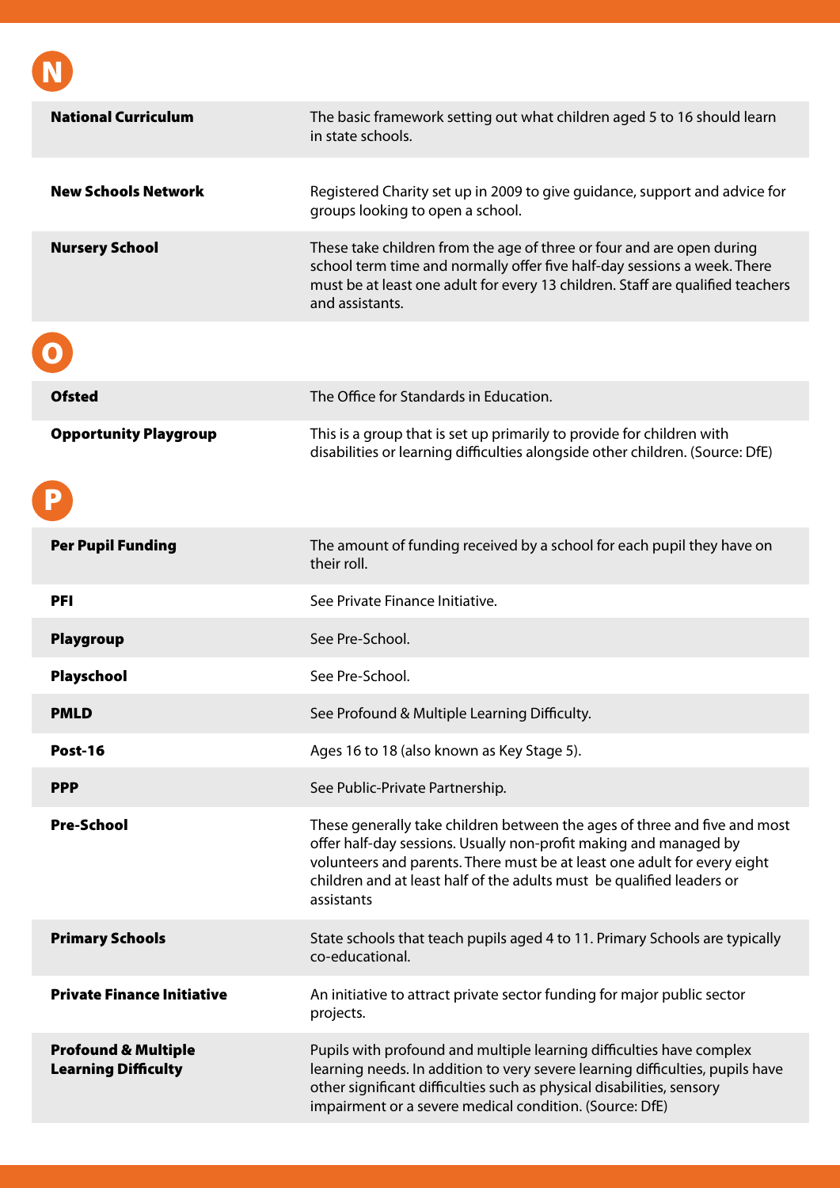## N

| | |
|---|---|
| **National Curriculum** | The basic framework setting out what children aged 5 to 16 should learn in state schools. |
| **New Schools Network** | Registered Charity set up in 2009 to give guidance, support and advice for groups looking to open a school. |
| **Nursery School** | These take children from the age of three or four and are open during school term time and normally offer five half-day sessions a week. There must be at least one adult for every 13 children. Staff are qualified teachers and assistants. |

## O

| | |
|---|---|
| **Ofsted** | The Office for Standards in Education. |
| **Opportunity Playgroup** | This is a group that is set up primarily to provide for children with disabilities or learning difficulties alongside other children. (Source: DfE) |

## P

| | |
|---|---|
| **Per Pupil Funding** | The amount of funding received by a school for each pupil they have on their roll. |
| **PFI** | See Private Finance Initiative. |
| **Playgroup** | See Pre-School. |
| **Playschool** | See Pre-School. |
| **PMLD** | See Profound & Multiple Learning Difficulty. |
| **Post-16** | Ages 16 to 18 (also known as Key Stage 5). |
| **PPP** | See Public-Private Partnership. |
| **Pre-School** | These generally take children between the ages of three and five and most offer half-day sessions. Usually non-profit making and managed by volunteers and parents. There must be at least one adult for every eight children and at least half of the adults must be qualified leaders or assistants |
| **Primary Schools** | State schools that teach pupils aged 4 to 11. Primary Schools are typically co-educational. |
| **Private Finance Initiative** | An initiative to attract private sector funding for major public sector projects. |
| **Profound & Multiple Learning Difficulty** | Pupils with profound and multiple learning difficulties have complex learning needs. In addition to very severe learning difficulties, pupils have other significant difficulties such as physical disabilities, sensory impairment or a severe medical condition. (Source: DfE) |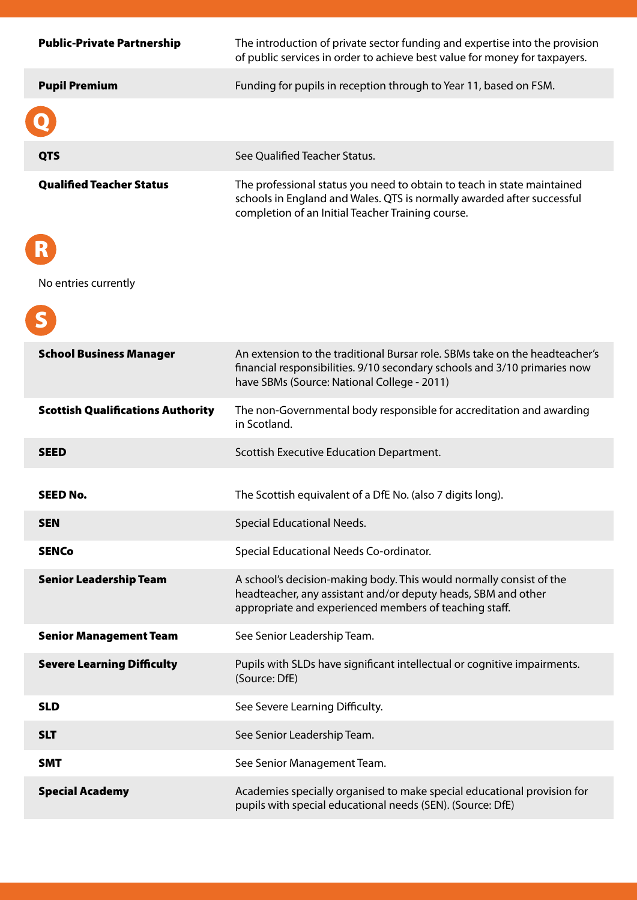| | |
|---|---|
| **Public-Private Partnership** | The introduction of private sector funding and expertise into the provision of public services in order to achieve best value for money for taxpayers. |
| **Pupil Premium** | Funding for pupils in reception through to Year 11, based on FSM. |

## Q

| | |
|---|---|
| **QTS** | See Qualified Teacher Status. |
| **Qualified Teacher Status** | The professional status you need to obtain to teach in state maintained schools in England and Wales. QTS is normally awarded after successful completion of an Initial Teacher Training course. |

## R

No entries currently

## S

| | |
|---|---|
| **School Business Manager** | An extension to the traditional Bursar role. SBMs take on the headteacher's financial responsibilities. 9/10 secondary schools and 3/10 primaries now have SBMs (Source: National College - 2011) |
| **Scottish Qualifications Authority** | The non-Governmental body responsible for accreditation and awarding in Scotland. |
| **SEED** | Scottish Executive Education Department. |
| **SEED No.** | The Scottish equivalent of a DfE No. (also 7 digits long). |
| **SEN** | Special Educational Needs. |
| **SENCo** | Special Educational Needs Co-ordinator. |
| **Senior Leadership Team** | A school's decision-making body. This would normally consist of the headteacher, any assistant and/or deputy heads, SBM and other appropriate and experienced members of teaching staff. |
| **Senior Management Team** | See Senior Leadership Team. |
| **Severe Learning Difficulty** | Pupils with SLDs have significant intellectual or cognitive impairments. (Source: DfE) |
| **SLD** | See Severe Learning Difficulty. |
| **SLT** | See Senior Leadership Team. |
| **SMT** | See Senior Management Team. |
| **Special Academy** | Academies specially organised to make special educational provision for pupils with special educational needs (SEN). (Source: DfE) |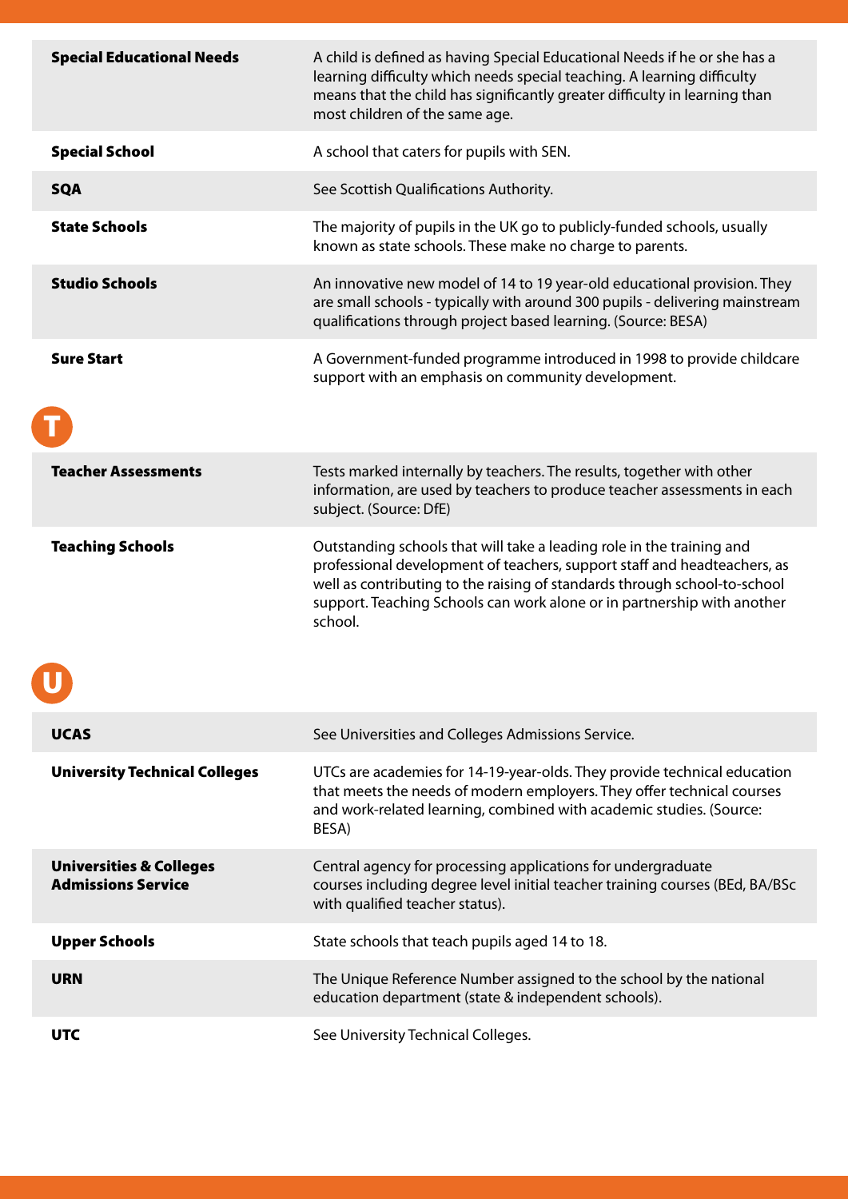| | |
|---|---|
| **Special Educational Needs** | A child is defined as having Special Educational Needs if he or she has a learning difficulty which needs special teaching. A learning difficulty means that the child has significantly greater difficulty in learning than most children of the same age. |
| **Special School** | A school that caters for pupils with SEN. |
| **SQA** | See Scottish Qualifications Authority. |
| **State Schools** | The majority of pupils in the UK go to publicly-funded schools, usually known as state schools. These make no charge to parents. |
| **Studio Schools** | An innovative new model of 14 to 19 year-old educational provision. They are small schools - typically with around 300 pupils - delivering mainstream qualifications through project based learning. (Source: BESA) |
| **Sure Start** | A Government-funded programme introduced in 1998 to provide childcare support with an emphasis on community development. |

## T

| | |
|---|---|
| **Teacher Assessments** | Tests marked internally by teachers. The results, together with other information, are used by teachers to produce teacher assessments in each subject. (Source: DfE) |
| **Teaching Schools** | Outstanding schools that will take a leading role in the training and professional development of teachers, support staff and headteachers, as well as contributing to the raising of standards through school-to-school support. Teaching Schools can work alone or in partnership with another school. |

## U

| | |
|---|---|
| **UCAS** | See Universities and Colleges Admissions Service. |
| **University Technical Colleges** | UTCs are academies for 14-19-year-olds. They provide technical education that meets the needs of modern employers. They offer technical courses and work-related learning, combined with academic studies. (Source: BESA) |
| **Universities & Colleges Admissions Service** | Central agency for processing applications for undergraduate courses including degree level initial teacher training courses (BEd, BA/BSc with qualified teacher status). |
| **Upper Schools** | State schools that teach pupils aged 14 to 18. |
| **URN** | The Unique Reference Number assigned to the school by the national education department (state & independent schools). |
| **UTC** | See University Technical Colleges. |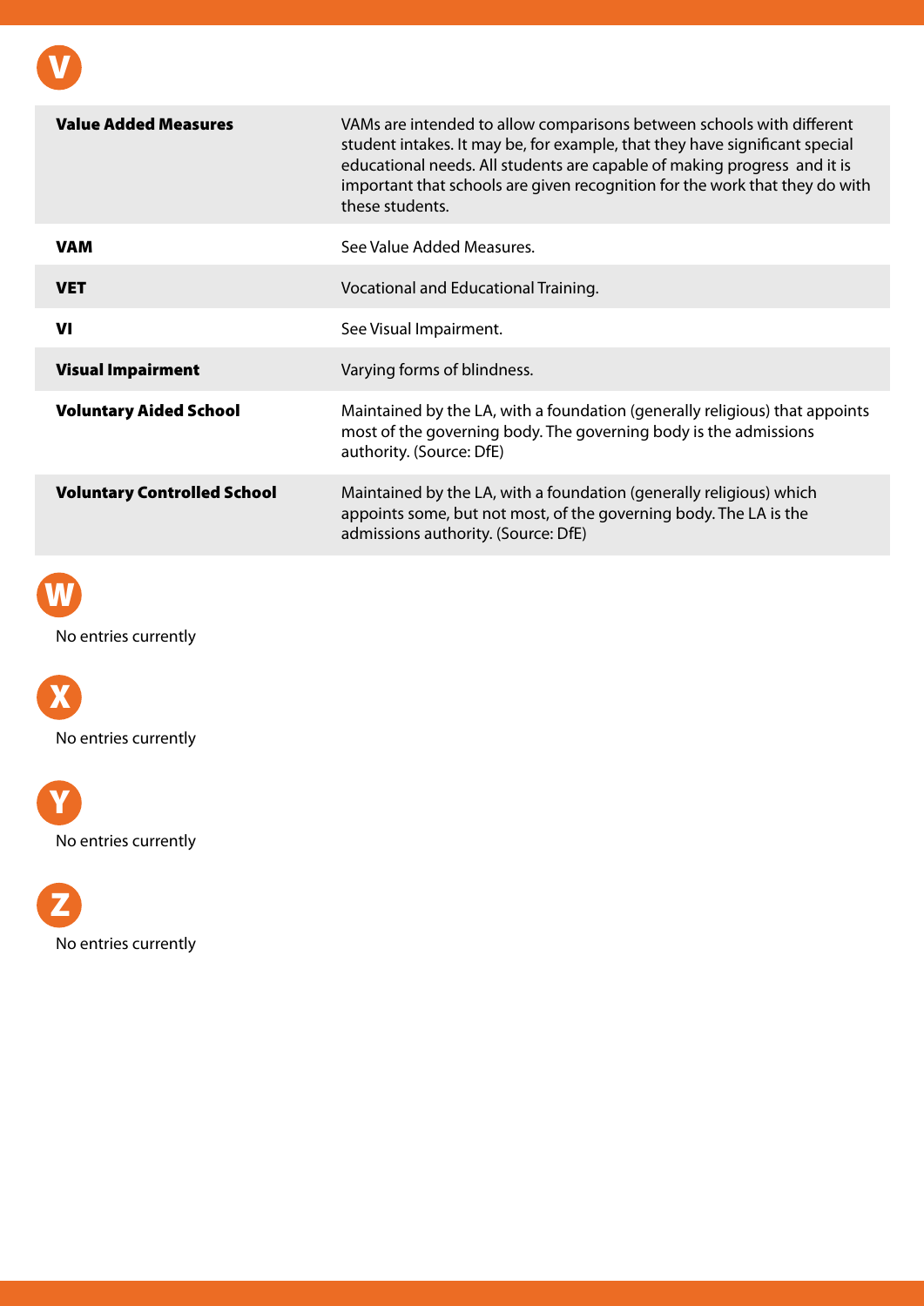## V

| | |
|---|---|
| **Value Added Measures** | VAMs are intended to allow comparisons between schools with different student intakes. It may be, for example, that they have significant special educational needs. All students are capable of making progress and it is important that schools are given recognition for the work that they do with these students. |
| **VAM** | See Value Added Measures. |
| **VET** | Vocational and Educational Training. |
| **VI** | See Visual Impairment. |
| **Visual Impairment** | Varying forms of blindness. |
| **Voluntary Aided School** | Maintained by the LA, with a foundation (generally religious) that appoints most of the governing body. The governing body is the admissions authority. (Source: DfE) |
| **Voluntary Controlled School** | Maintained by the LA, with a foundation (generally religious) which appoints some, but not most, of the governing body. The LA is the admissions authority. (Source: DfE) |

## W

No entries currently

## X

No entries currently

## Y

No entries currently

## Z

No entries currently